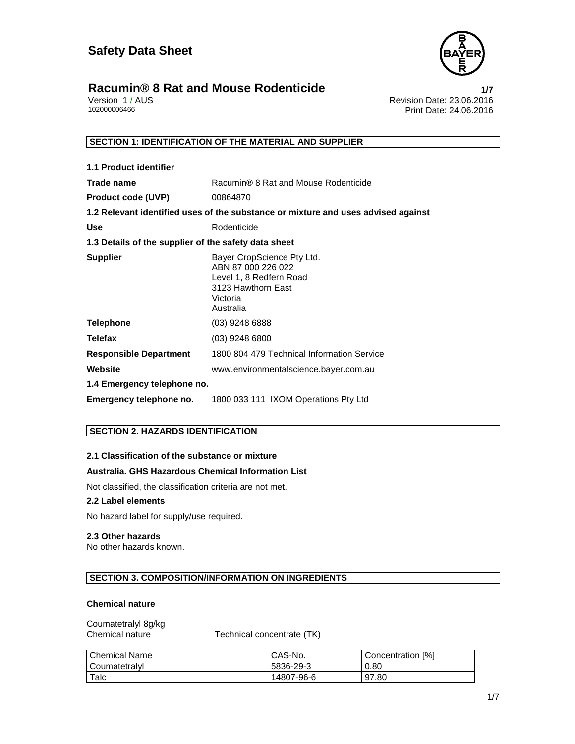# Safety Data Sheet

## Racumin® 8 Rat and Mouse Rodenticide

Version 1 / AUS
102000006466

Revision Date: 23.06.2016
Print Date: 24.06.2016

### SECTION 1: IDENTIFICATION OF THE MATERIAL AND SUPPLIER

**1.1 Product identifier**

**Trade name** Racumin® 8 Rat and Mouse Rodenticide

**Product code (UVP)** 00864870

**1.2 Relevant identified uses of the substance or mixture and uses advised against**

**Use** Rodenticide

**1.3 Details of the supplier of the safety data sheet**

**Supplier**
Bayer CropScience Pty Ltd.
ABN 87 000 226 022
Level 1, 8 Redfern Road
3123 Hawthorn East
Victoria
Australia

**Telephone** (03) 9248 6888

**Telefax** (03) 9248 6800

**Responsible Department** 1800 804 479 Technical Information Service

**Website** www.environmentalscience.bayer.com.au

**1.4 Emergency telephone no.**

**Emergency telephone no.** 1800 033 111 IXOM Operations Pty Ltd

### SECTION 2. HAZARDS IDENTIFICATION

**2.1 Classification of the substance or mixture**

**Australia. GHS Hazardous Chemical Information List**

Not classified, the classification criteria are not met.

**2.2 Label elements**

No hazard label for supply/use required.

**2.3 Other hazards**

No other hazards known.

### SECTION 3. COMPOSITION/INFORMATION ON INGREDIENTS

**Chemical nature**

Coumatetralyl 8g/kg
Chemical nature Technical concentrate (TK)

| Chemical Name | CAS-No. | Concentration [%] |
|---|---|---|
| Coumatetralyl | 5836-29-3 | 0.80 |
| Talc | 14807-96-6 | 97.80 |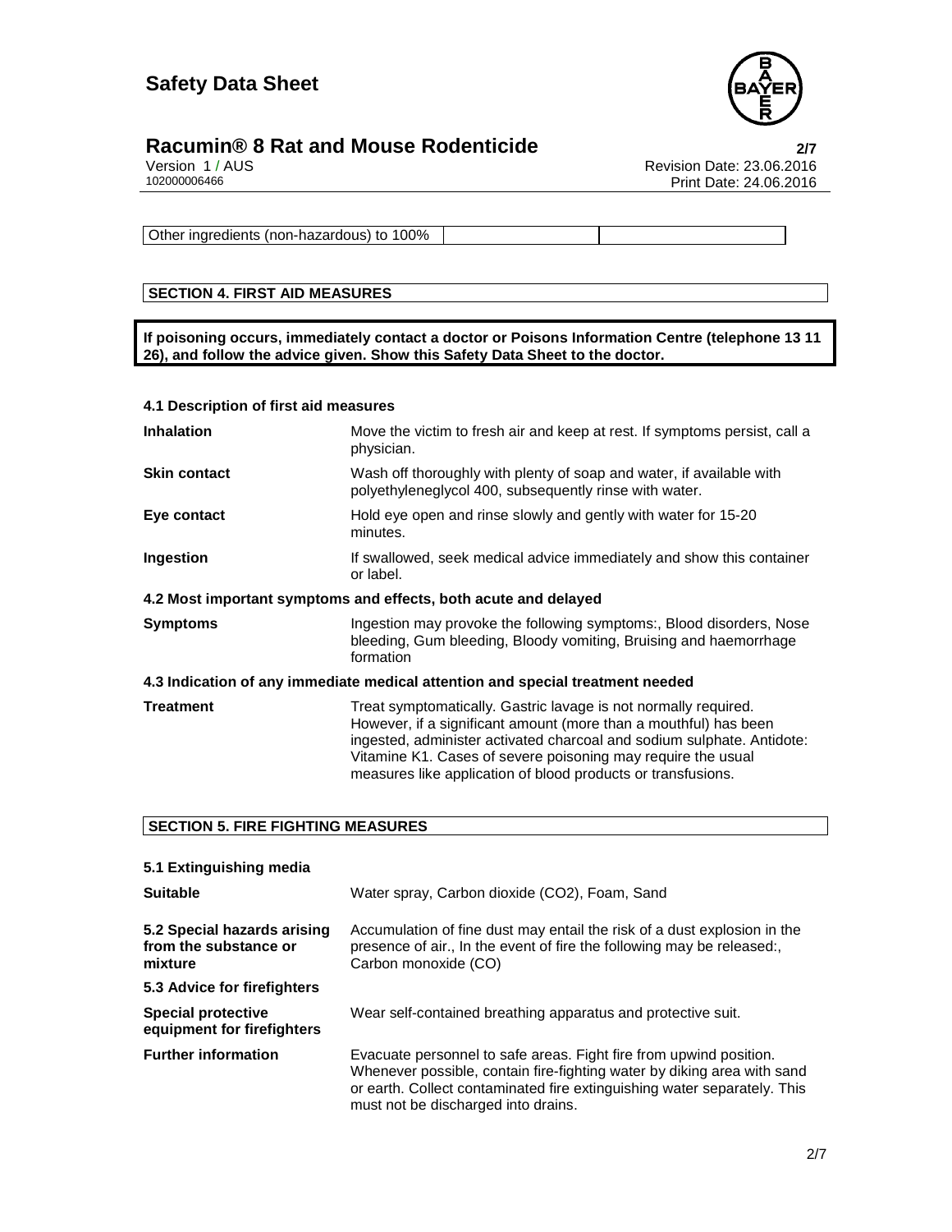| Other ingredients (non-hazardous) to 100% | | |
|---|---|---|

## SECTION 4. FIRST AID MEASURES

**If poisoning occurs, immediately contact a doctor or Poisons Information Centre (telephone 13 11 26), and follow the advice given. Show this Safety Data Sheet to the doctor.**

### 4.1 Description of first aid measures

| | |
|---|---|
| **Inhalation** | Move the victim to fresh air and keep at rest. If symptoms persist, call a physician. |
| **Skin contact** | Wash off thoroughly with plenty of soap and water, if available with polyethyleneglycol 400, subsequently rinse with water. |
| **Eye contact** | Hold eye open and rinse slowly and gently with water for 15-20 minutes. |
| **Ingestion** | If swallowed, seek medical advice immediately and show this container or label. |

### 4.2 Most important symptoms and effects, both acute and delayed

| | |
|---|---|
| **Symptoms** | Ingestion may provoke the following symptoms:, Blood disorders, Nose bleeding, Gum bleeding, Bloody vomiting, Bruising and haemorrhage formation |

### 4.3 Indication of any immediate medical attention and special treatment needed

| | |
|---|---|
| **Treatment** | Treat symptomatically. Gastric lavage is not normally required. However, if a significant amount (more than a mouthful) has been ingested, administer activated charcoal and sodium sulphate. Antidote: Vitamine K1. Cases of severe poisoning may require the usual measures like application of blood products or transfusions. |

## SECTION 5. FIRE FIGHTING MEASURES

### 5.1 Extinguishing media

| | |
|---|---|
| **Suitable** | Water spray, Carbon dioxide ($CO_2$), Foam, Sand |
| **5.2 Special hazards arising from the substance or mixture** | Accumulation of fine dust may entail the risk of a dust explosion in the presence of air., In the event of fire the following may be released:, Carbon monoxide (CO) |

### 5.3 Advice for firefighters

| | |
|---|---|
| **Special protective equipment for firefighters** | Wear self-contained breathing apparatus and protective suit. |
| **Further information** | Evacuate personnel to safe areas. Fight fire from upwind position. Whenever possible, contain fire-fighting water by diking area with sand or earth. Collect contaminated fire extinguishing water separately. This must not be discharged into drains. |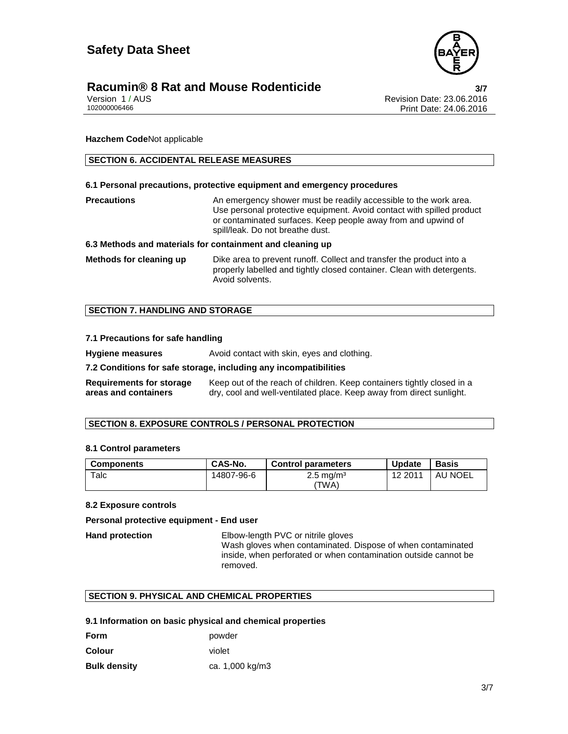**Hazchem Code** Not applicable

## SECTION 6. ACCIDENTAL RELEASE MEASURES

### 6.1 Personal precautions, protective equipment and emergency procedures

**Precautions**

An emergency shower must be readily accessible to the work area. Use personal protective equipment. Avoid contact with spilled product or contaminated surfaces. Keep people away from and upwind of spill/leak. Do not breathe dust.

### 6.3 Methods and materials for containment and cleaning up

**Methods for cleaning up**

Dike area to prevent runoff. Collect and transfer the product into a properly labelled and tightly closed container. Clean with detergents. Avoid solvents.

## SECTION 7. HANDLING AND STORAGE

### 7.1 Precautions for safe handling

**Hygiene measures**

Avoid contact with skin, eyes and clothing.

### 7.2 Conditions for safe storage, including any incompatibilities

**Requirements for storage areas and containers**

Keep out of the reach of children. Keep containers tightly closed in a dry, cool and well-ventilated place. Keep away from direct sunlight.

## SECTION 8. EXPOSURE CONTROLS / PERSONAL PROTECTION

### 8.1 Control parameters

| Components | CAS-No. | Control parameters | Update | Basis |
|---|---|---|---|---|
| Talc | 14807-96-6 | 2.5 mg/m³ (TWA) | 12 2011 | AU NOEL |

### 8.2 Exposure controls

**Personal protective equipment - End user**

**Hand protection**

Elbow-length PVC or nitrile gloves
Wash gloves when contaminated. Dispose of when contaminated inside, when perforated or when contamination outside cannot be removed.

## SECTION 9. PHYSICAL AND CHEMICAL PROPERTIES

### 9.1 Information on basic physical and chemical properties

**Form** powder

**Colour** violet

**Bulk density** ca. 1,000 kg/m3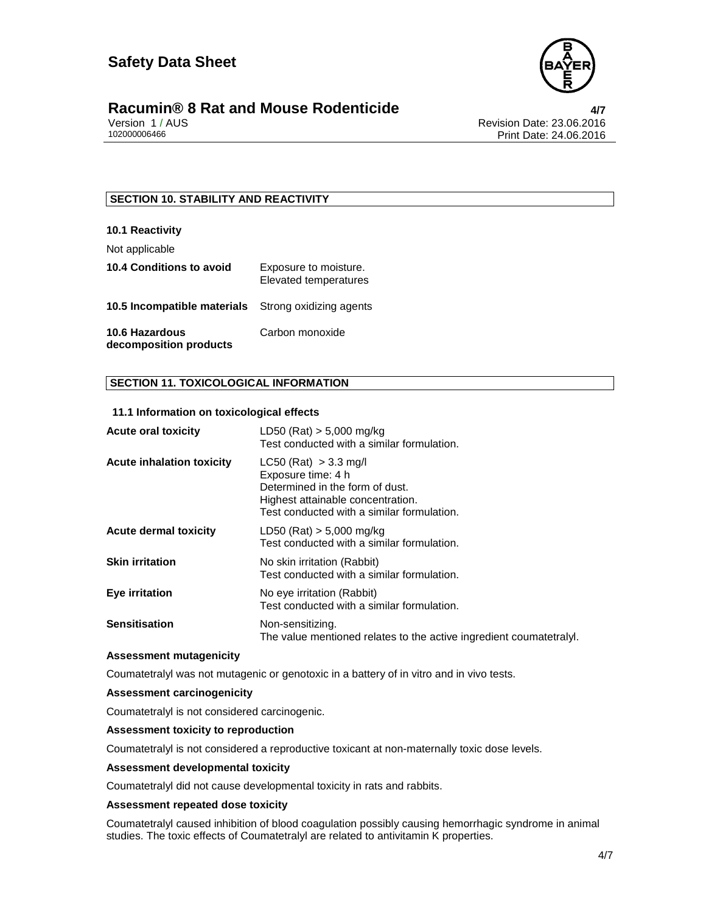## SECTION 10. STABILITY AND REACTIVITY

**10.1 Reactivity**

Not applicable

| | |
|---|---|
| **10.4 Conditions to avoid** | Exposure to moisture.<br>Elevated temperatures |
| **10.5 Incompatible materials** | Strong oxidizing agents |
| **10.6 Hazardous decomposition products** | Carbon monoxide |

## SECTION 11. TOXICOLOGICAL INFORMATION

**11.1 Information on toxicological effects**

| | |
|---|---|
| **Acute oral toxicity** | LD50 (Rat) > 5,000 mg/kg<br>Test conducted with a similar formulation. |
| **Acute inhalation toxicity** | LC50 (Rat) > 3.3 mg/l<br>Exposure time: 4 h<br>Determined in the form of dust.<br>Highest attainable concentration.<br>Test conducted with a similar formulation. |
| **Acute dermal toxicity** | LD50 (Rat) > 5,000 mg/kg<br>Test conducted with a similar formulation. |
| **Skin irritation** | No skin irritation (Rabbit)<br>Test conducted with a similar formulation. |
| **Eye irritation** | No eye irritation (Rabbit)<br>Test conducted with a similar formulation. |
| **Sensitisation** | Non-sensitizing.<br>The value mentioned relates to the active ingredient coumatetralyl. |

**Assessment mutagenicity**

Coumatetralyl was not mutagenic or genotoxic in a battery of in vitro and in vivo tests.

**Assessment carcinogenicity**

Coumatetralyl is not considered carcinogenic.

**Assessment toxicity to reproduction**

Coumatetralyl is not considered a reproductive toxicant at non-maternally toxic dose levels.

**Assessment developmental toxicity**

Coumatetralyl did not cause developmental toxicity in rats and rabbits.

**Assessment repeated dose toxicity**

Coumatetralyl caused inhibition of blood coagulation possibly causing hemorrhagic syndrome in animal studies. The toxic effects of Coumatetralyl are related to antivitamin K properties.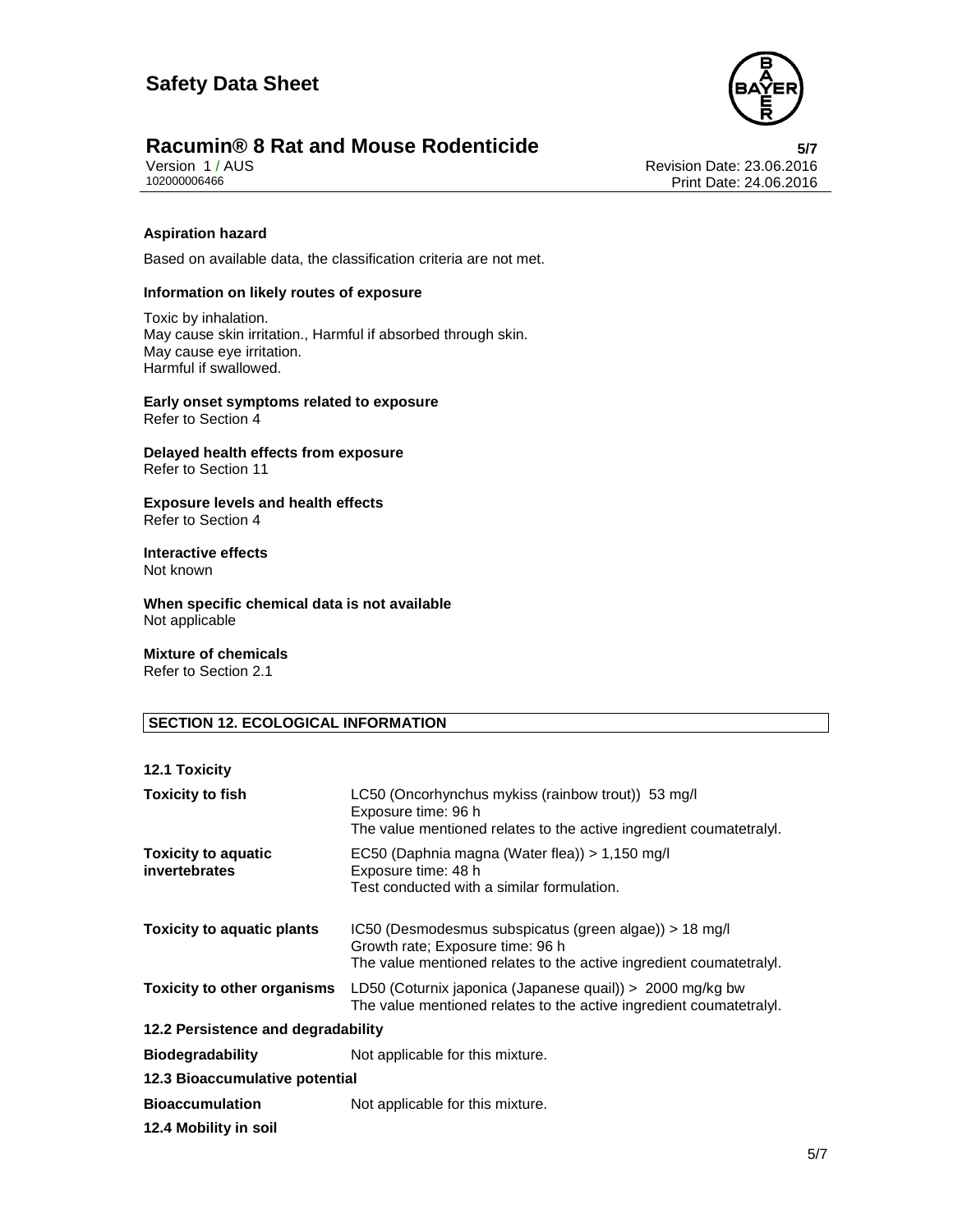**Aspiration hazard**

Based on available data, the classification criteria are not met.

**Information on likely routes of exposure**

Toxic by inhalation.
May cause skin irritation., Harmful if absorbed through skin.
May cause eye irritation.
Harmful if swallowed.

**Early onset symptoms related to exposure**
Refer to Section 4

**Delayed health effects from exposure**
Refer to Section 11

**Exposure levels and health effects**
Refer to Section 4

**Interactive effects**
Not known

**When specific chemical data is not available**
Not applicable

**Mixture of chemicals**
Refer to Section 2.1

## SECTION 12. ECOLOGICAL INFORMATION

### 12.1 Toxicity

| | |
|---|---|
| **Toxicity to fish** | LC50 (Oncorhynchus mykiss (rainbow trout)) 53 mg/l<br>Exposure time: 96 h<br>The value mentioned relates to the active ingredient coumatetralyl. |
| **Toxicity to aquatic invertebrates** | EC50 (Daphnia magna (Water flea)) > 1,150 mg/l<br>Exposure time: 48 h<br>Test conducted with a similar formulation. |
| **Toxicity to aquatic plants** | IC50 (Desmodesmus subspicatus (green algae)) > 18 mg/l<br>Growth rate; Exposure time: 96 h<br>The value mentioned relates to the active ingredient coumatetralyl. |
| **Toxicity to other organisms** | LD50 (Coturnix japonica (Japanese quail)) > 2000 mg/kg bw<br>The value mentioned relates to the active ingredient coumatetralyl. |

### 12.2 Persistence and degradability

| | |
|---|---|
| **Biodegradability** | Not applicable for this mixture. |

### 12.3 Bioaccumulative potential

| | |
|---|---|
| **Bioaccumulation** | Not applicable for this mixture. |

### 12.4 Mobility in soil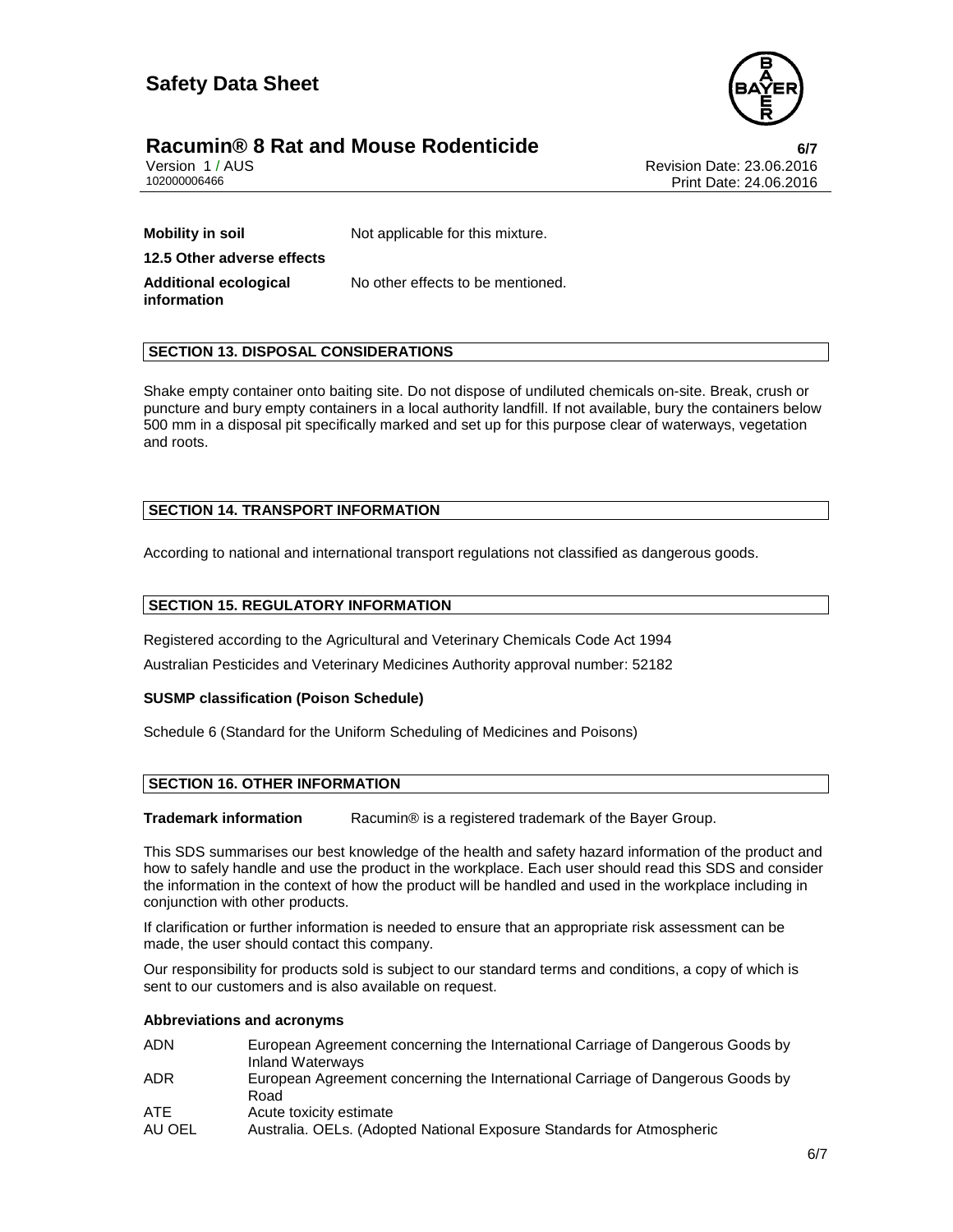**Mobility in soil** Not applicable for this mixture.

**12.5 Other adverse effects**

**Additional ecological information** No other effects to be mentioned.

## SECTION 13. DISPOSAL CONSIDERATIONS

Shake empty container onto baiting site. Do not dispose of undiluted chemicals on-site. Break, crush or puncture and bury empty containers in a local authority landfill. If not available, bury the containers below 500 mm in a disposal pit specifically marked and set up for this purpose clear of waterways, vegetation and roots.

## SECTION 14. TRANSPORT INFORMATION

According to national and international transport regulations not classified as dangerous goods.

## SECTION 15. REGULATORY INFORMATION

Registered according to the Agricultural and Veterinary Chemicals Code Act 1994

Australian Pesticides and Veterinary Medicines Authority approval number: 52182

**SUSMP classification (Poison Schedule)**

Schedule 6 (Standard for the Uniform Scheduling of Medicines and Poisons)

## SECTION 16. OTHER INFORMATION

**Trademark information** Racumin® is a registered trademark of the Bayer Group.

This SDS summarises our best knowledge of the health and safety hazard information of the product and how to safely handle and use the product in the workplace. Each user should read this SDS and consider the information in the context of how the product will be handled and used in the workplace including in conjunction with other products.

If clarification or further information is needed to ensure that an appropriate risk assessment can be made, the user should contact this company.

Our responsibility for products sold is subject to our standard terms and conditions, a copy of which is sent to our customers and is also available on request.

**Abbreviations and acronyms**

| | |
|---|---|
| ADN | European Agreement concerning the International Carriage of Dangerous Goods by Inland Waterways |
| ADR | European Agreement concerning the International Carriage of Dangerous Goods by Road |
| ATE | Acute toxicity estimate |
| AU OEL | Australia. OELs. (Adopted National Exposure Standards for Atmospheric |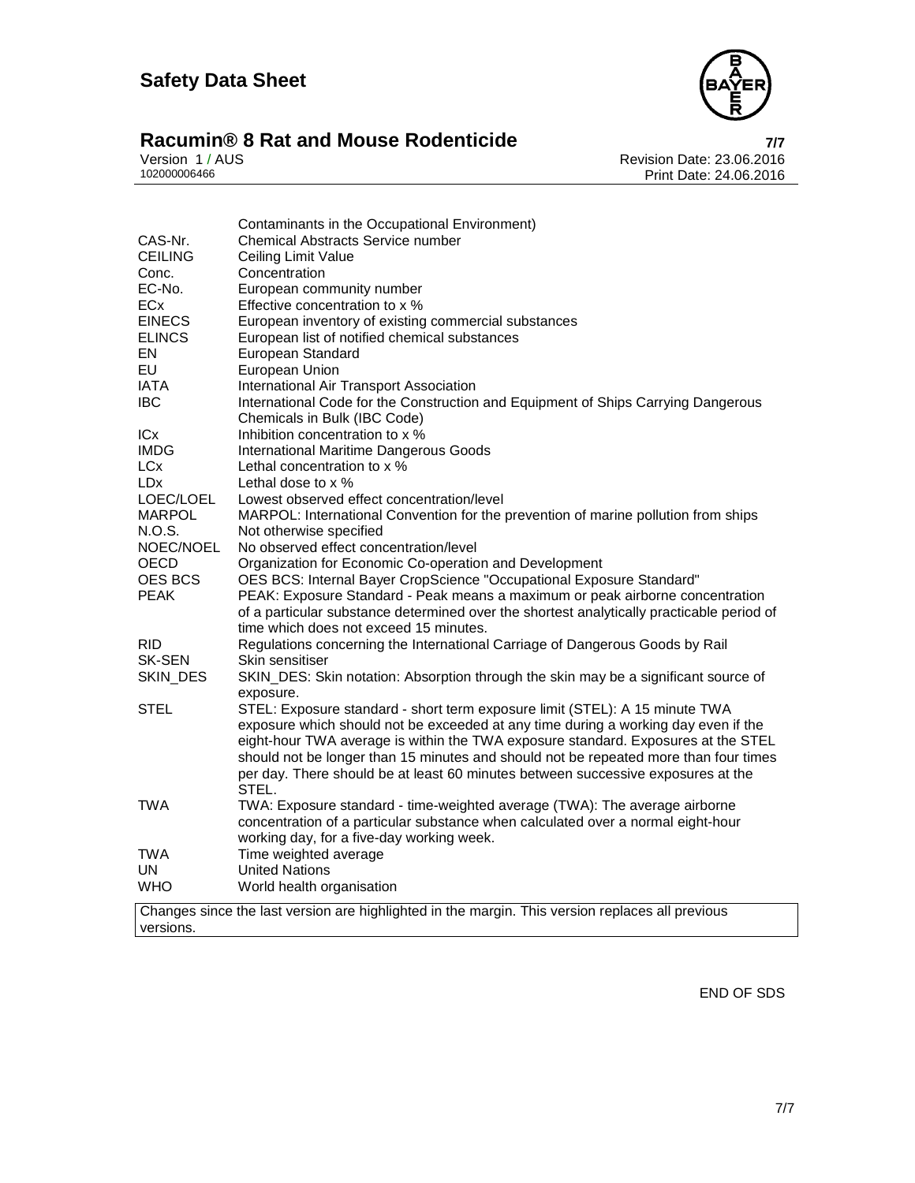| | |
|---|---|
| | Contaminants in the Occupational Environment) |
| CAS-Nr. | Chemical Abstracts Service number |
| CEILING | Ceiling Limit Value |
| Conc. | Concentration |
| EC-No. | European community number |
| ECx | Effective concentration to x % |
| EINECS | European inventory of existing commercial substances |
| ELINCS | European list of notified chemical substances |
| EN | European Standard |
| EU | European Union |
| IATA | International Air Transport Association |
| IBC | International Code for the Construction and Equipment of Ships Carrying Dangerous Chemicals in Bulk (IBC Code) |
| ICx | Inhibition concentration to x % |
| IMDG | International Maritime Dangerous Goods |
| LCx | Lethal concentration to x % |
| LDx | Lethal dose to x % |
| LOEC/LOEL | Lowest observed effect concentration/level |
| MARPOL | MARPOL: International Convention for the prevention of marine pollution from ships |
| N.O.S. | Not otherwise specified |
| NOEC/NOEL | No observed effect concentration/level |
| OECD | Organization for Economic Co-operation and Development |
| OES BCS | OES BCS: Internal Bayer CropScience "Occupational Exposure Standard" |
| PEAK | PEAK: Exposure Standard - Peak means a maximum or peak airborne concentration of a particular substance determined over the shortest analytically practicable period of time which does not exceed 15 minutes. |
| RID | Regulations concerning the International Carriage of Dangerous Goods by Rail |
| SK-SEN | Skin sensitiser |
| SKIN_DES | SKIN_DES: Skin notation: Absorption through the skin may be a significant source of exposure. |
| STEL | STEL: Exposure standard - short term exposure limit (STEL): A 15 minute TWA exposure which should not be exceeded at any time during a working day even if the eight-hour TWA average is within the TWA exposure standard. Exposures at the STEL should not be longer than 15 minutes and should not be repeated more than four times per day. There should be at least 60 minutes between successive exposures at the STEL. |
| TWA | TWA: Exposure standard - time-weighted average (TWA): The average airborne concentration of a particular substance when calculated over a normal eight-hour working day, for a five-day working week. |
| TWA | Time weighted average |
| UN | United Nations |
| WHO | World health organisation |

Changes since the last version are highlighted in the margin. This version replaces all previous versions.

END OF SDS